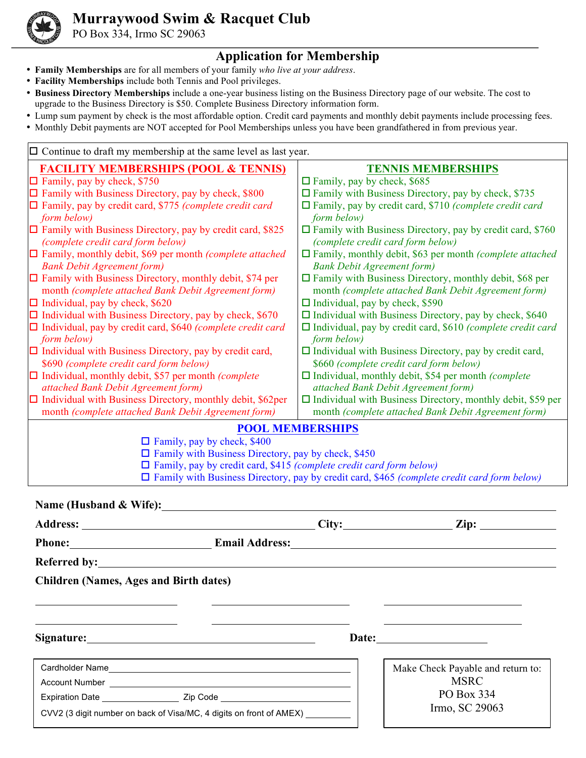# Murraywood Swim & Racquet Club

PO Box 334, Irmo SC 29063

## Application for Membership

- **Family Memberships** are for all members of your family *who live at your address*.
- **Facility Memberships** include both Tennis and Pool privileges.
- **Business Directory Memberships** include a one-year business listing on the Business Directory page of our website. The cost to upgrade to the Business Directory is $50. Complete Business Directory information form.
- Lump sum payment by check is the most affordable option. Credit card payments and monthly debit payments include processing fees.
- Monthly Debit payments are NOT accepted for Pool Memberships unless you have been grandfathered in from previous year.

☐ Continue to draft my membership at the same level as last year.

### FACILITY MEMBERSHIPS (POOL & TENNIS)

- ☐ Family, pay by check, $750
- ☐ Family with Business Directory, pay by check, $800
- ☐ Family, pay by credit card, $775 *(complete credit card form below)*
- ☐ Family with Business Directory, pay by credit card, $825 *(complete credit card form below)*
- ☐ Family, monthly debit, $69 per month *(complete attached Bank Debit Agreement form)*
- ☐ Family with Business Directory, monthly debit, $74 per month *(complete attached Bank Debit Agreement form)*
- ☐ Individual, pay by check, $620
- ☐ Individual with Business Directory, pay by check, $670
- ☐ Individual, pay by credit card, $640 *(complete credit card form below)*
- ☐ Individual with Business Directory, pay by credit card, $690 *(complete credit card form below)*
- ☐ Individual, monthly debit, $57 per month *(complete attached Bank Debit Agreement form)*
- ☐ Individual with Business Directory, monthly debit, $62per month *(complete attached Bank Debit Agreement form)*

### TENNIS MEMBERSHIPS

- ☐ Family, pay by check, $685
- ☐ Family with Business Directory, pay by check, $735
- ☐ Family, pay by credit card, $710 *(complete credit card form below)*
- ☐ Family with Business Directory, pay by credit card, $760 *(complete credit card form below)*
- ☐ Family, monthly debit, $63 per month *(complete attached Bank Debit Agreement form)*
- ☐ Family with Business Directory, monthly debit, $68 per month *(complete attached Bank Debit Agreement form)*
- ☐ Individual, pay by check, $590
- ☐ Individual with Business Directory, pay by check, $640
- ☐ Individual, pay by credit card, $610 *(complete credit card form below)*
- ☐ Individual with Business Directory, pay by credit card, $660 *(complete credit card form below)*
- ☐ Individual, monthly debit, $54 per month *(complete attached Bank Debit Agreement form)*
- ☐ Individual with Business Directory, monthly debit, $59 per month *(complete attached Bank Debit Agreement form)*

### POOL MEMBERSHIPS

- ☐ Family, pay by check, $400
- ☐ Family with Business Directory, pay by check, $450
- ☐ Family, pay by credit card, $415 *(complete credit card form below)*
- ☐ Family with Business Directory, pay by credit card, $465 *(complete credit card form below)*

**Name (Husband & Wife):** ______________________________

**Address:** ______________________ **City:** ______________ **Zip:** __________

**Phone:** ______________________ **Email Address:** ______________________

**Referred by:** ______________________________

**Children (Names, Ages and Birth dates)**

______________ ______________ ______________

______________ ______________ ______________

**Signature:** ______________________ **Date:** ______________

Cardholder Name ______________________________

Account Number ______________________________

Expiration Date ______________ Zip Code ______________

CVV2 (3 digit number on back of Visa/MC, 4 digits on front of AMEX) __________

Make Check Payable and return to:
MSRC
PO Box 334
Irmo, SC 29063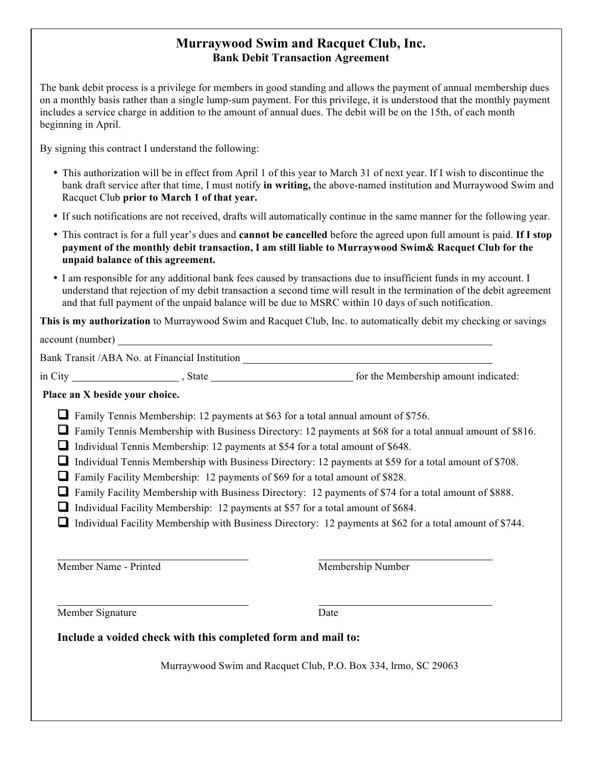# Murraywood Swim and Racquet Club, Inc.

## Bank Debit Transaction Agreement

The bank debit process is a privilege for members in good standing and allows the payment of annual membership dues on a monthly basis rather than a single lump-sum payment. For this privilege, it is understood that the monthly payment includes a service charge in addition to the amount of annual dues. The debit will be on the 15th, of each month beginning in April.

By signing this contract I understand the following:

- This authorization will be in effect from April 1 of this year to March 31 of next year. If I wish to discontinue the bank draft service after that time, I must notify **in writing,** the above-named institution and Murraywood Swim and Racquet Club **prior to March 1 of that year.**
- If such notifications are not received, drafts will automatically continue in the same manner for the following year.
- This contract is for a full year's dues and **cannot be cancelled** before the agreed upon full amount is paid. **If I stop payment of the monthly debit transaction, I am still liable to Murraywood Swim& Racquet Club for the unpaid balance of this agreement.**
- I am responsible for any additional bank fees caused by transactions due to insufficient funds in my account. I understand that rejection of my debit transaction a second time will result in the termination of the debit agreement and that full payment of the unpaid balance will be due to MSRC within 10 days of such notification.

**This is my authorization** to Murraywood Swim and Racquet Club, Inc. to automatically debit my checking or savings

account (number) ______________________________________________

Bank Transit /ABA No. at Financial Institution ______________________________

in City ____________ , State ________________ for the Membership amount indicated:

**Place an X beside your choice.**

- ☐ Family Tennis Membership: 12 payments at $63 for a total annual amount of $756.
- ☐ Family Tennis Membership with Business Directory: 12 payments at $68 for a total annual amount of $816.
- ☐ Individual Tennis Membership: 12 payments at $54 for a total amount of $648.
- ☐ Individual Tennis Membership with Business Directory: 12 payments at $59 for a total amount of $708.
- ☐ Family Facility Membership: 12 payments of $69 for a total amount of $828.
- ☐ Family Facility Membership with Business Directory: 12 payments of $74 for a total amount of $888.
- ☐ Individual Facility Membership: 12 payments at $57 for a total amount of $684.
- ☐ Individual Facility Membership with Business Directory: 12 payments at $62 for a total amount of $744.

______________________ Member Name - Printed

______________________ Membership Number

______________________ Member Signature

______________________ Date

**Include a voided check with this completed form and mail to:**

Murraywood Swim and Racquet Club, P.O. Box 334, lrmo, SC 29063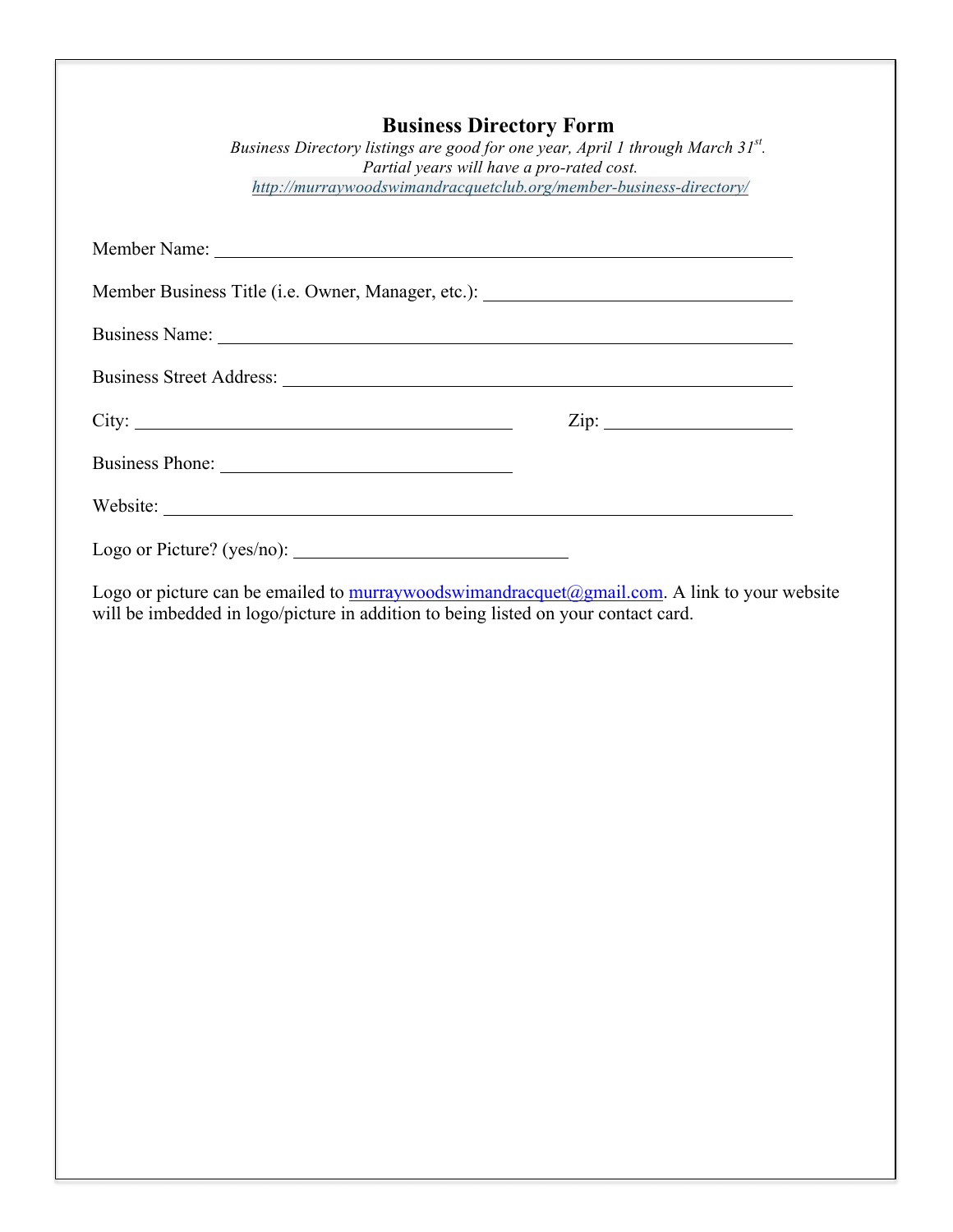# Business Directory Form

*Business Directory listings are good for one year, April 1 through March 31st.*
*Partial years will have a pro-rated cost.*
*http://murraywoodswimandracquetclub.org/member-business-directory/*

Member Name: ____________________________________________

Member Business Title (i.e. Owner, Manager, etc.): ______________________

Business Name: ____________________________________________

Business Street Address: _____________________________________

City: ______________________________ Zip: ______________

Business Phone: ______________________

Website: ____________________________________________

Logo or Picture? (yes/no): ____________________

Logo or picture can be emailed to murraywoodswimandracquet@gmail.com. A link to your website will be imbedded in logo/picture in addition to being listed on your contact card.